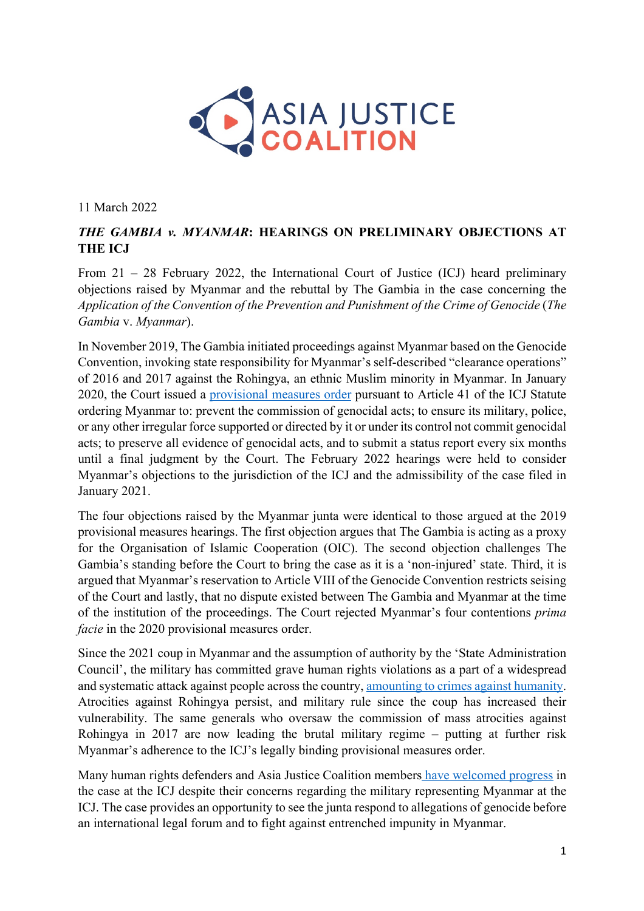11 March 2022

## *THE GAMBIA v. MYANMAR*: HEARINGS ON PRELIMINARY OBJECTIONS AT THE ICJ

From 21 – 28 February 2022, the International Court of Justice (ICJ) heard preliminary objections raised by Myanmar and the rebuttal by The Gambia in the case concerning the *Application of the Convention of the Prevention and Punishment of the Crime of Genocide* (*The Gambia* v. *Myanmar*).

In November 2019, The Gambia initiated proceedings against Myanmar based on the Genocide Convention, invoking state responsibility for Myanmar's self-described "clearance operations" of 2016 and 2017 against the Rohingya, an ethnic Muslim minority in Myanmar. In January 2020, the Court issued a [provisional measures order] pursuant to Article 41 of the ICJ Statute ordering Myanmar to: prevent the commission of genocidal acts; to ensure its military, police, or any other irregular force supported or directed by it or under its control not commit genocidal acts; to preserve all evidence of genocidal acts, and to submit a status report every six months until a final judgment by the Court. The February 2022 hearings were held to consider Myanmar's objections to the jurisdiction of the ICJ and the admissibility of the case filed in January 2021.

The four objections raised by the Myanmar junta were identical to those argued at the 2019 provisional measures hearings. The first objection argues that The Gambia is acting as a proxy for the Organisation of Islamic Cooperation (OIC). The second objection challenges The Gambia's standing before the Court to bring the case as it is a 'non-injured' state. Third, it is argued that Myanmar's reservation to Article VIII of the Genocide Convention restricts seising of the Court and lastly, that no dispute existed between The Gambia and Myanmar at the time of the institution of the proceedings. The Court rejected Myanmar's four contentions *prima facie* in the 2020 provisional measures order.

Since the 2021 coup in Myanmar and the assumption of authority by the 'State Administration Council', the military has committed grave human rights violations as a part of a widespread and systematic attack against people across the country, [amounting to crimes against humanity]. Atrocities against Rohingya persist, and military rule since the coup has increased their vulnerability. The same generals who oversaw the commission of mass atrocities against Rohingya in 2017 are now leading the brutal military regime – putting at further risk Myanmar's adherence to the ICJ's legally binding provisional measures order.

Many human rights defenders and Asia Justice Coalition members [have welcomed progress] in the case at the ICJ despite their concerns regarding the military representing Myanmar at the ICJ. The case provides an opportunity to see the junta respond to allegations of genocide before an international legal forum and to fight against entrenched impunity in Myanmar.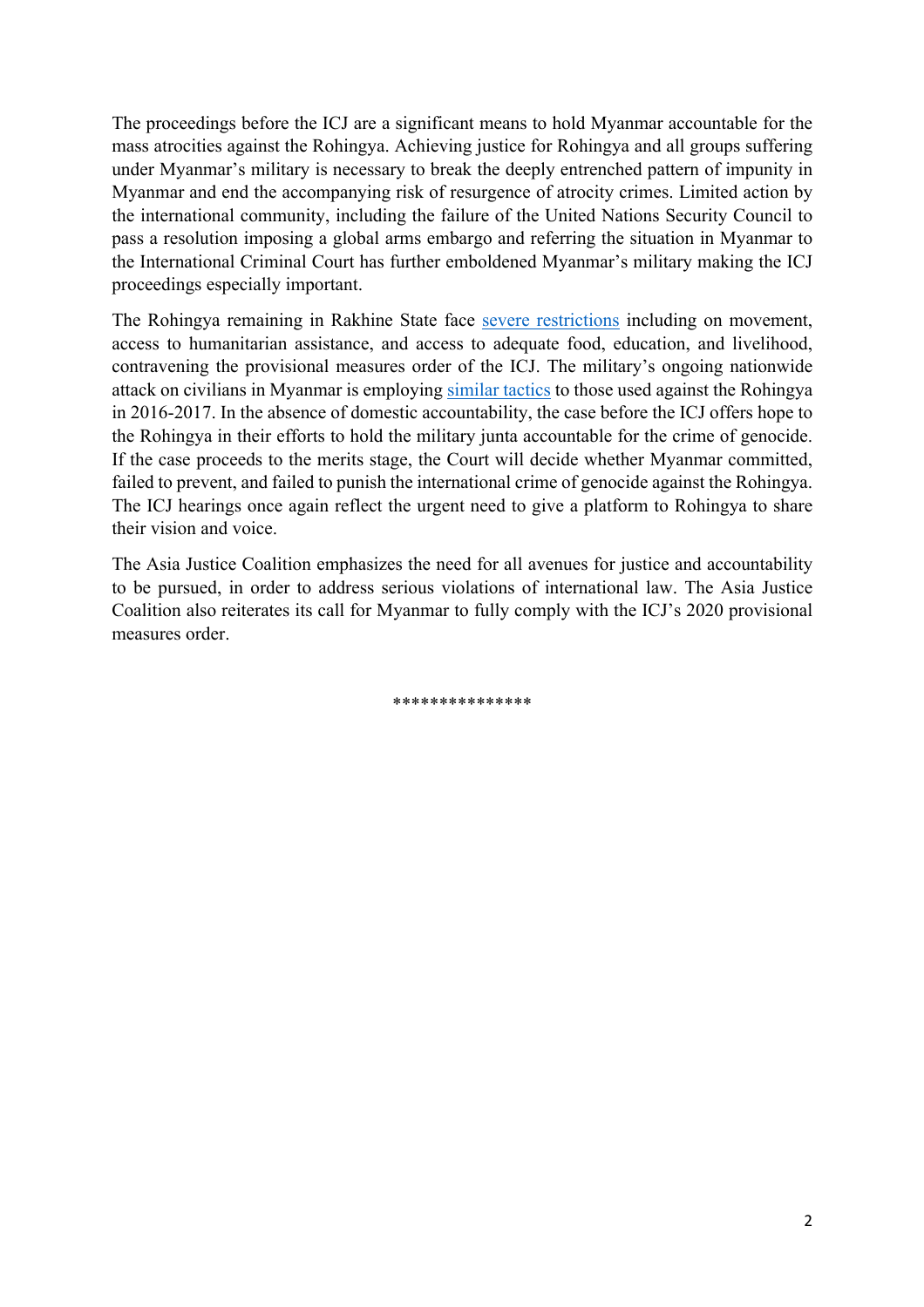The proceedings before the ICJ are a significant means to hold Myanmar accountable for the mass atrocities against the Rohingya. Achieving justice for Rohingya and all groups suffering under Myanmar's military is necessary to break the deeply entrenched pattern of impunity in Myanmar and end the accompanying risk of resurgence of atrocity crimes. Limited action by the international community, including the failure of the United Nations Security Council to pass a resolution imposing a global arms embargo and referring the situation in Myanmar to the International Criminal Court has further emboldened Myanmar's military making the ICJ proceedings especially important.

The Rohingya remaining in Rakhine State face severe restrictions including on movement, access to humanitarian assistance, and access to adequate food, education, and livelihood, contravening the provisional measures order of the ICJ. The military's ongoing nationwide attack on civilians in Myanmar is employing similar tactics to those used against the Rohingya in 2016-2017. In the absence of domestic accountability, the case before the ICJ offers hope to the Rohingya in their efforts to hold the military junta accountable for the crime of genocide. If the case proceeds to the merits stage, the Court will decide whether Myanmar committed, failed to prevent, and failed to punish the international crime of genocide against the Rohingya. The ICJ hearings once again reflect the urgent need to give a platform to Rohingya to share their vision and voice.

The Asia Justice Coalition emphasizes the need for all avenues for justice and accountability to be pursued, in order to address serious violations of international law. The Asia Justice Coalition also reiterates its call for Myanmar to fully comply with the ICJ's 2020 provisional measures order.

***************